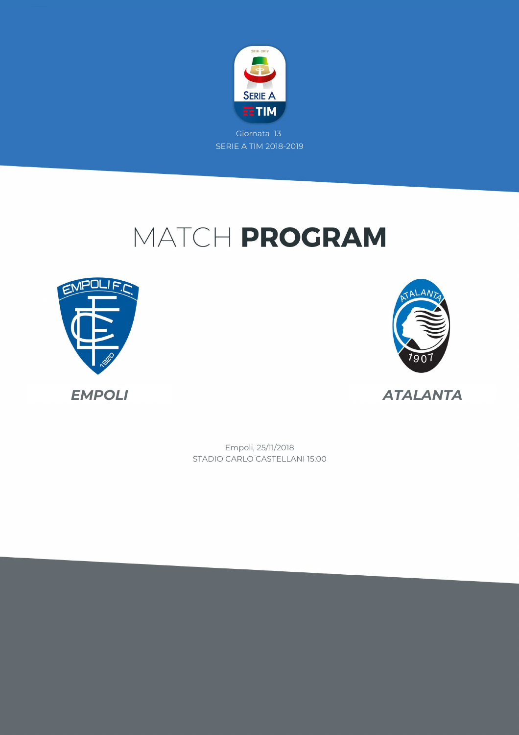Giornata 13

SERIE A TIM 2018-2019

# MATCH **PROGRAM**

***EMPOLI***

***ATALANTA***

Empoli, 25/11/2018

STADIO CARLO CASTELLANI 15:00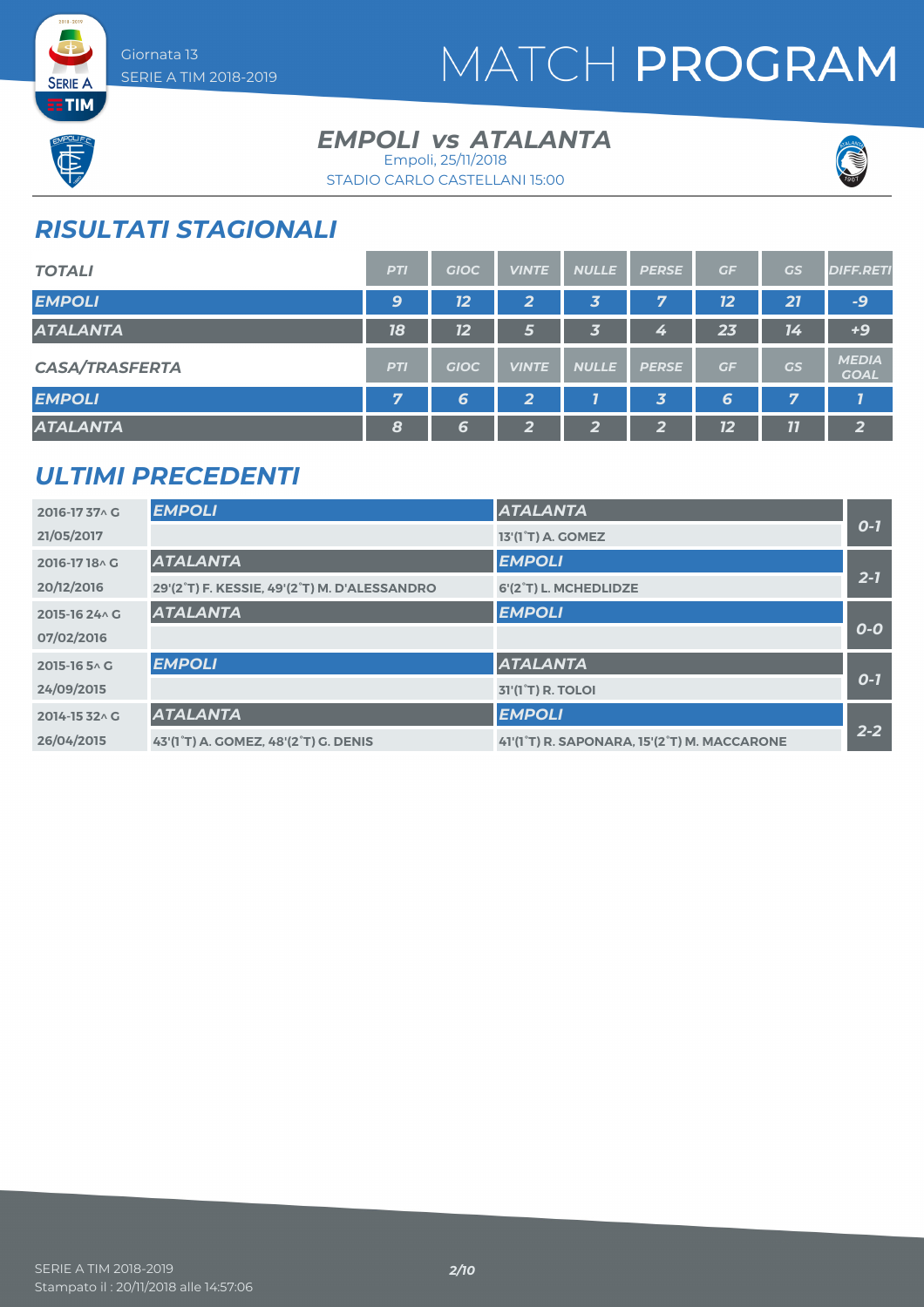Giornata 13
SERIE A TIM 2018-2019

# MATCH PROGRAM

## EMPOLI vs ATALANTA

Empoli, 25/11/2018
STADIO CARLO CASTELLANI 15:00

## RISULTATI STAGIONALI

| TOTALI | PTI | GIOC | VINTE | NULLE | PERSE | GF | GS | DIFF.RETI |
|---|---|---|---|---|---|---|---|---|
| EMPOLI | 9 | 12 | 2 | 3 | 7 | 12 | 21 | -9 |
| ATALANTA | 18 | 12 | 5 | 3 | 4 | 23 | 14 | +9 |

| CASA/TRASFERTA | PTI | GIOC | VINTE | NULLE | PERSE | GF | GS | MEDIA GOAL |
|---|---|---|---|---|---|---|---|---|
| EMPOLI | 7 | 6 | 2 | 1 | 3 | 6 | 7 | 1 |
| ATALANTA | 8 | 6 | 2 | 2 | 2 | 12 | 11 | 2 |

## ULTIMI PRECEDENTI

| Giornata / Data | Casa | Trasferta | Risultato |
|---|---|---|---|
| 2016-17 37^ G<br>21/05/2017 | EMPOLI | ATALANTA<br>13'(1°T) A. GOMEZ | 0-1 |
| 2016-17 18^ G<br>20/12/2016 | ATALANTA<br>29'(2°T) F. KESSIE, 49'(2°T) M. D'ALESSANDRO | EMPOLI<br>6'(2°T) L. MCHEDLIDZE | 2-1 |
| 2015-16 24^ G<br>07/02/2016 | ATALANTA | EMPOLI | 0-0 |
| 2015-16 5^ G<br>24/09/2015 | EMPOLI | ATALANTA<br>31'(1°T) R. TOLOI | 0-1 |
| 2014-15 32^ G<br>26/04/2015 | ATALANTA<br>43'(1°T) A. GOMEZ, 48'(2°T) G. DENIS | EMPOLI<br>41'(1°T) R. SAPONARA, 15'(2°T) M. MACCARONE | 2-2 |

SERIE A TIM 2018-2019
Stampato il : 20/11/2018 alle 14:57:06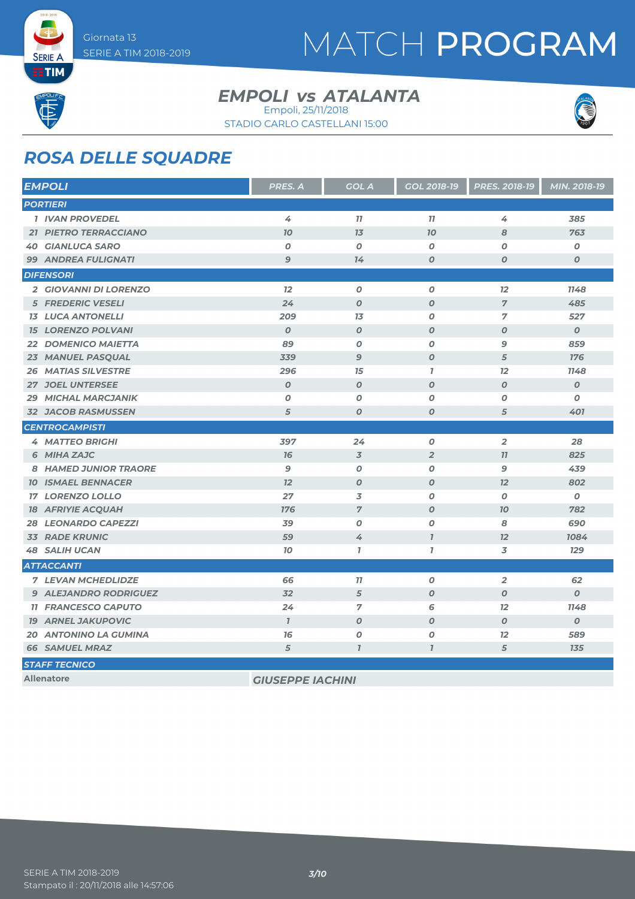# MATCH PROGRAM

Giornata 13
SERIE A TIM 2018-2019

## EMPOLI vs ATALANTA

Empoli, 25/11/2018
STADIO CARLO CASTELLANI 15:00

## ROSA DELLE SQUADRE

| EMPOLI | PRES. A | GOL A | GOL 2018-19 | PRES. 2018-19 | MIN. 2018-19 |
|---|---|---|---|---|---|
| **PORTIERI** | | | | | |
| 1 IVAN PROVEDEL | 4 | 11 | 11 | 4 | 385 |
| 21 PIETRO TERRACCIANO | 10 | 13 | 10 | 8 | 763 |
| 40 GIANLUCA SARO | 0 | 0 | 0 | 0 | 0 |
| 99 ANDREA FULIGNATI | 9 | 14 | 0 | 0 | 0 |
| **DIFENSORI** | | | | | |
| 2 GIOVANNI DI LORENZO | 12 | 0 | 0 | 12 | 1148 |
| 5 FREDERIC VESELI | 24 | 0 | 0 | 7 | 485 |
| 13 LUCA ANTONELLI | 209 | 13 | 0 | 7 | 527 |
| 15 LORENZO POLVANI | 0 | 0 | 0 | 0 | 0 |
| 22 DOMENICO MAIETTA | 89 | 0 | 0 | 9 | 859 |
| 23 MANUEL PASQUAL | 339 | 9 | 0 | 5 | 176 |
| 26 MATIAS SILVESTRE | 296 | 15 | 1 | 12 | 1148 |
| 27 JOEL UNTERSEE | 0 | 0 | 0 | 0 | 0 |
| 29 MICHAL MARCJANIK | 0 | 0 | 0 | 0 | 0 |
| 32 JACOB RASMUSSEN | 5 | 0 | 0 | 5 | 401 |
| **CENTROCAMPISTI** | | | | | |
| 4 MATTEO BRIGHI | 397 | 24 | 0 | 2 | 28 |
| 6 MIHA ZAJC | 16 | 3 | 2 | 11 | 825 |
| 8 HAMED JUNIOR TRAORE | 9 | 0 | 0 | 9 | 439 |
| 10 ISMAEL BENNACER | 12 | 0 | 0 | 12 | 802 |
| 17 LORENZO LOLLO | 27 | 3 | 0 | 0 | 0 |
| 18 AFRIYIE ACQUAH | 176 | 7 | 0 | 10 | 782 |
| 28 LEONARDO CAPEZZI | 39 | 0 | 0 | 8 | 690 |
| 33 RADE KRUNIC | 59 | 4 | 1 | 12 | 1084 |
| 48 SALIH UCAN | 10 | 1 | 1 | 3 | 129 |
| **ATTACCANTI** | | | | | |
| 7 LEVAN MCHEDLIDZE | 66 | 11 | 0 | 2 | 62 |
| 9 ALEJANDRO RODRIGUEZ | 32 | 5 | 0 | 0 | 0 |
| 11 FRANCESCO CAPUTO | 24 | 7 | 6 | 12 | 1148 |
| 19 ARNEL JAKUPOVIC | 1 | 0 | 0 | 0 | 0 |
| 20 ANTONINO LA GUMINA | 16 | 0 | 0 | 12 | 589 |
| 66 SAMUEL MRAZ | 5 | 1 | 1 | 5 | 135 |
| **STAFF TECNICO** | | | | | |
| Allenatore | GIUSEPPE IACHINI | | | | |

SERIE A TIM 2018-2019
Stampato il : 20/11/2018 alle 14:57:06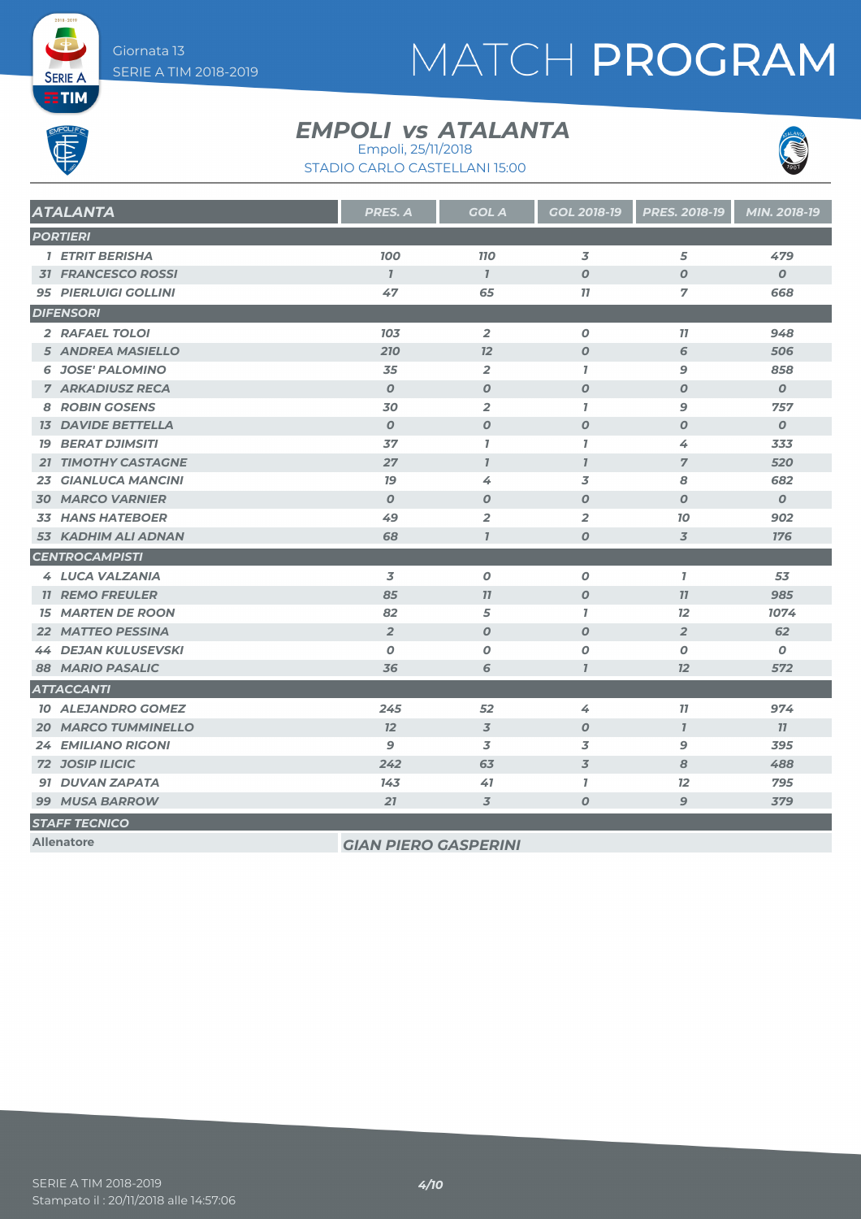# MATCH PROGRAM

Giornata 13
SERIE A TIM 2018-2019

## EMPOLI vs ATALANTA

Empoli, 25/11/2018
STADIO CARLO CASTELLANI 15:00

| ATALANTA | PRES. A | GOL A | GOL 2018-19 | PRES. 2018-19 | MIN. 2018-19 |
|---|---|---|---|---|---|
| **PORTIERI** | | | | | |
| 1 ETRIT BERISHA | 100 | 110 | 3 | 5 | 479 |
| 31 FRANCESCO ROSSI | 1 | 1 | 0 | 0 | 0 |
| 95 PIERLUIGI GOLLINI | 47 | 65 | 11 | 7 | 668 |
| **DIFENSORI** | | | | | |
| 2 RAFAEL TOLOI | 103 | 2 | 0 | 11 | 948 |
| 5 ANDREA MASIELLO | 210 | 12 | 0 | 6 | 506 |
| 6 JOSE' PALOMINO | 35 | 2 | 1 | 9 | 858 |
| 7 ARKADIUSZ RECA | 0 | 0 | 0 | 0 | 0 |
| 8 ROBIN GOSENS | 30 | 2 | 1 | 9 | 757 |
| 13 DAVIDE BETTELLA | 0 | 0 | 0 | 0 | 0 |
| 19 BERAT DJIMSITI | 37 | 1 | 1 | 4 | 333 |
| 21 TIMOTHY CASTAGNE | 27 | 1 | 1 | 7 | 520 |
| 23 GIANLUCA MANCINI | 19 | 4 | 3 | 8 | 682 |
| 30 MARCO VARNIER | 0 | 0 | 0 | 0 | 0 |
| 33 HANS HATEBOER | 49 | 2 | 2 | 10 | 902 |
| 53 KADHIM ALI ADNAN | 68 | 1 | 0 | 3 | 176 |
| **CENTROCAMPISTI** | | | | | |
| 4 LUCA VALZANIA | 3 | 0 | 0 | 1 | 53 |
| 11 REMO FREULER | 85 | 11 | 0 | 11 | 985 |
| 15 MARTEN DE ROON | 82 | 5 | 1 | 12 | 1074 |
| 22 MATTEO PESSINA | 2 | 0 | 0 | 2 | 62 |
| 44 DEJAN KULUSEVSKI | 0 | 0 | 0 | 0 | 0 |
| 88 MARIO PASALIC | 36 | 6 | 1 | 12 | 572 |
| **ATTACCANTI** | | | | | |
| 10 ALEJANDRO GOMEZ | 245 | 52 | 4 | 11 | 974 |
| 20 MARCO TUMMINELLO | 12 | 3 | 0 | 1 | 11 |
| 24 EMILIANO RIGONI | 9 | 3 | 3 | 9 | 395 |
| 72 JOSIP ILICIC | 242 | 63 | 3 | 8 | 488 |
| 91 DUVAN ZAPATA | 143 | 41 | 1 | 12 | 795 |
| 99 MUSA BARROW | 21 | 3 | 0 | 9 | 379 |

**STAFF TECNICO**

| | |
|---|---|
| Allenatore | GIAN PIERO GASPERINI |

SERIE A TIM 2018-2019
Stampato il : 20/11/2018 alle 14:57:06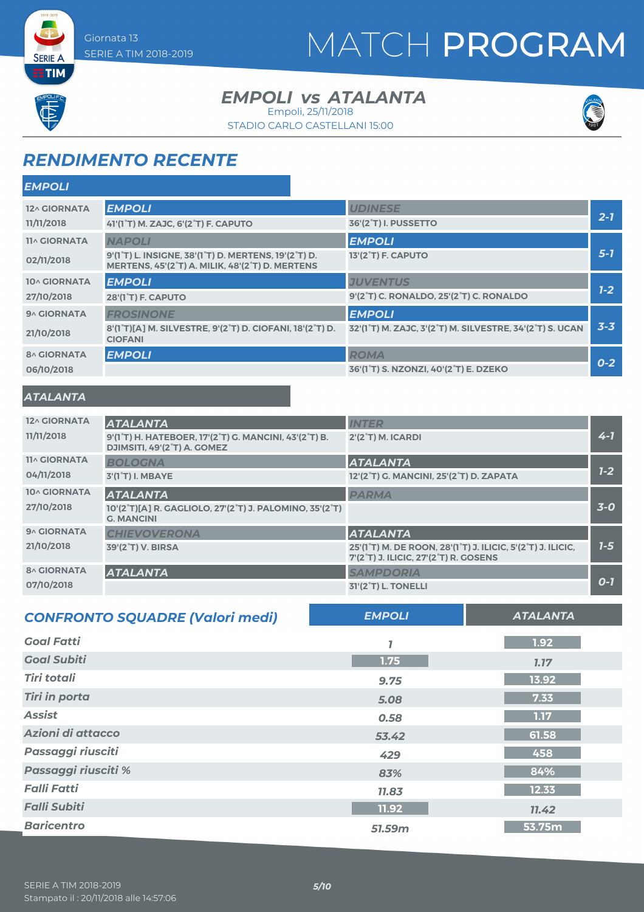# MATCH PROGRAM

Giornata 13
SERIE A TIM 2018-2019

## EMPOLI vs ATALANTA

Empoli, 25/11/2018
STADIO CARLO CASTELLANI 15:00

## RENDIMENTO RECENTE

### EMPOLI

| Giornata | Casa | Ospite | Risultato |
|---|---|---|---|
| 12^ GIORNATA 11/11/2018 | **EMPOLI** 41'(1°T) M. ZAJC, 6'(2°T) F. CAPUTO | UDINESE 36'(2°T) I. PUSSETTO | 2-1 |
| 11^ GIORNATA 02/11/2018 | NAPOLI 9'(1°T) L. INSIGNE, 38'(1°T) D. MERTENS, 19'(2°T) D. MERTENS, 45'(2°T) A. MILIK, 48'(2°T) D. MERTENS | **EMPOLI** 13'(2°T) F. CAPUTO | 5-1 |
| 10^ GIORNATA 27/10/2018 | **EMPOLI** 28'(1°T) F. CAPUTO | JUVENTUS 9'(2°T) C. RONALDO, 25'(2°T) C. RONALDO | 1-2 |
| 9^ GIORNATA 21/10/2018 | FROSINONE 8'(1°T)[A] M. SILVESTRE, 9'(2°T) D. CIOFANI, 18'(2°T) D. CIOFANI | **EMPOLI** 32'(1°T) M. ZAJC, 3'(2°T) M. SILVESTRE, 34'(2°T) S. UCAN | 3-3 |
| 8^ GIORNATA 06/10/2018 | **EMPOLI** | ROMA 36'(1°T) S. NZONZI, 40'(2°T) E. DZEKO | 0-2 |

### ATALANTA

| Giornata | Casa | Ospite | Risultato |
|---|---|---|---|
| 12^ GIORNATA 11/11/2018 | **ATALANTA** 9'(1°T) H. HATEBOER, 17'(2°T) G. MANCINI, 43'(2°T) B. DJIMSITI, 49'(2°T) A. GOMEZ | INTER 2'(2°T) M. ICARDI | 4-1 |
| 11^ GIORNATA 04/11/2018 | BOLOGNA 3'(1°T) I. MBAYE | **ATALANTA** 12'(2°T) G. MANCINI, 25'(2°T) D. ZAPATA | 1-2 |
| 10^ GIORNATA 27/10/2018 | **ATALANTA** 10'(2°T)[A] R. GAGLIOLO, 27'(2°T) J. PALOMINO, 35'(2°T) G. MANCINI | PARMA | 3-0 |
| 9^ GIORNATA 21/10/2018 | CHIEVOVERONA 39'(2°T) V. BIRSA | **ATALANTA** 25'(1°T) M. DE ROON, 28'(1°T) J. ILICIC, 5'(2°T) J. ILICIC, 7'(2°T) J. ILICIC, 27'(2°T) R. GOSENS | 1-5 |
| 8^ GIORNATA 07/10/2018 | **ATALANTA** | SAMPDORIA 31'(2°T) L. TONELLI | 0-1 |

## CONFRONTO SQUADRE (Valori medi)

| | EMPOLI | ATALANTA |
|---|---|---|
| Goal Fatti | 1 | **1.92** |
| Goal Subiti | **1.75** | 1.17 |
| Tiri totali | 9.75 | **13.92** |
| Tiri in porta | 5.08 | **7.33** |
| Assist | 0.58 | **1.17** |
| Azioni di attacco | 53.42 | **61.58** |
| Passaggi riusciti | 429 | **458** |
| Passaggi riusciti % | 83% | **84%** |
| Falli Fatti | 11.83 | **12.33** |
| Falli Subiti | **11.92** | 11.42 |
| Baricentro | 51.59m | **53.75m** |

SERIE A TIM 2018-2019
Stampato il : 20/11/2018 alle 14:57:06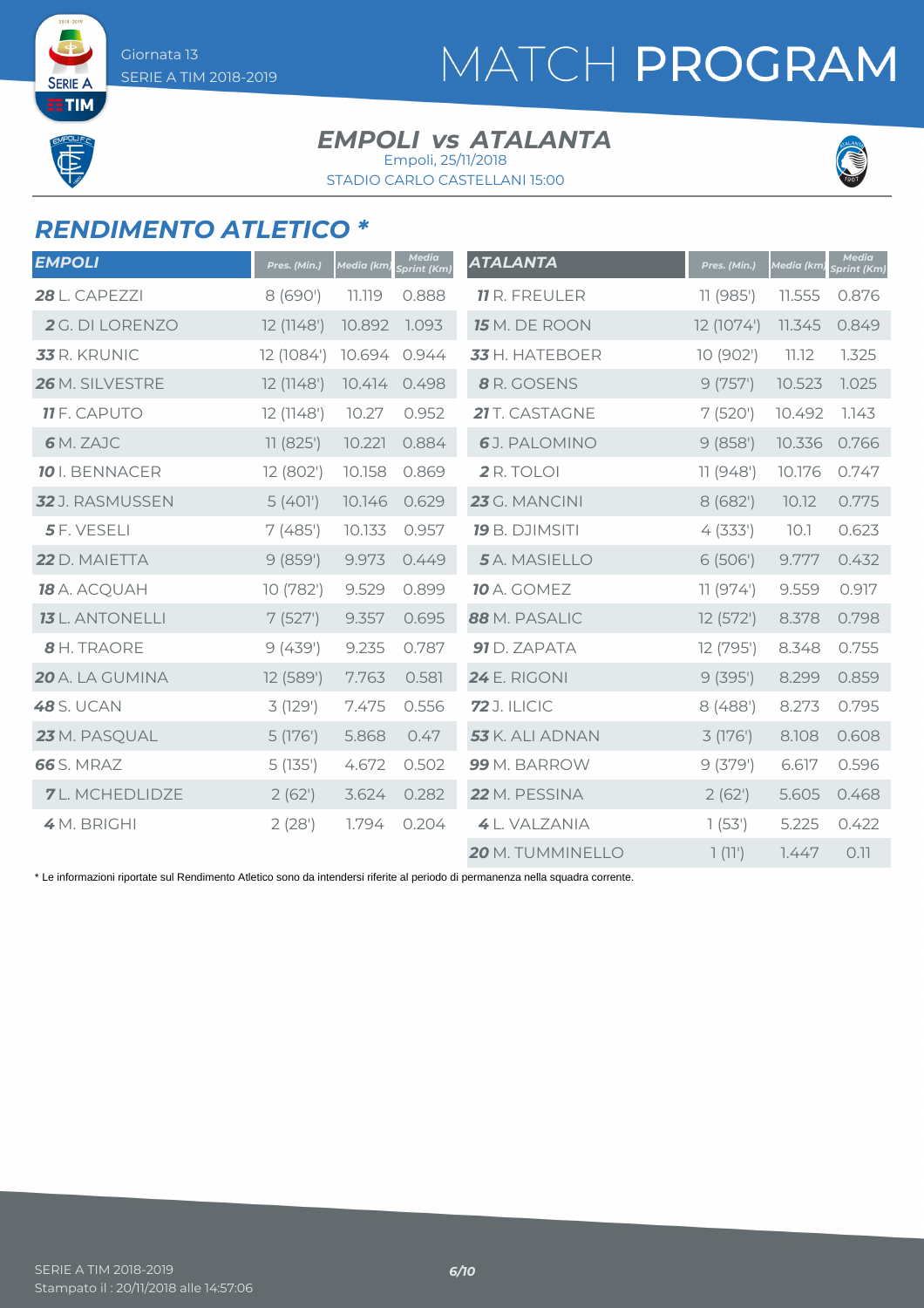# MATCH PROGRAM

Giornata 13
SERIE A TIM 2018-2019

## EMPOLI vs ATALANTA

Empoli, 25/11/2018
STADIO CARLO CASTELLANI 15:00

## RENDIMENTO ATLETICO *

| EMPOLI | Pres. (Min.) | Media (km) | Media Sprint (Km) |
|---|---|---|---|
| **28** L. CAPEZZI | 8 (690') | 11.119 | 0.888 |
| **2** G. DI LORENZO | 12 (1148') | 10.892 | 1.093 |
| **33** R. KRUNIC | 12 (1084') | 10.694 | 0.944 |
| **26** M. SILVESTRE | 12 (1148') | 10.414 | 0.498 |
| **11** F. CAPUTO | 12 (1148') | 10.27 | 0.952 |
| **6** M. ZAJC | 11 (825') | 10.221 | 0.884 |
| **10** I. BENNACER | 12 (802') | 10.158 | 0.869 |
| **32** J. RASMUSSEN | 5 (401') | 10.146 | 0.629 |
| **5** F. VESELI | 7 (485') | 10.133 | 0.957 |
| **22** D. MAIETTA | 9 (859') | 9.973 | 0.449 |
| **18** A. ACQUAH | 10 (782') | 9.529 | 0.899 |
| **13** L. ANTONELLI | 7 (527') | 9.357 | 0.695 |
| **8** H. TRAORE | 9 (439') | 9.235 | 0.787 |
| **20** A. LA GUMINA | 12 (589') | 7.763 | 0.581 |
| **48** S. UCAN | 3 (129') | 7.475 | 0.556 |
| **23** M. PASQUAL | 5 (176') | 5.868 | 0.47 |
| **66** S. MRAZ | 5 (135') | 4.672 | 0.502 |
| **7** L. MCHEDLIDZE | 2 (62') | 3.624 | 0.282 |
| **4** M. BRIGHI | 2 (28') | 1.794 | 0.204 |

| ATALANTA | Pres. (Min.) | Media (km) | Media Sprint (Km) |
|---|---|---|---|
| **11** R. FREULER | 11 (985') | 11.555 | 0.876 |
| **15** M. DE ROON | 12 (1074') | 11.345 | 0.849 |
| **33** H. HATEBOER | 10 (902') | 11.12 | 1.325 |
| **8** R. GOSENS | 9 (757') | 10.523 | 1.025 |
| **21** T. CASTAGNE | 7 (520') | 10.492 | 1.143 |
| **6** J. PALOMINO | 9 (858') | 10.336 | 0.766 |
| **2** R. TOLOI | 11 (948') | 10.176 | 0.747 |
| **23** G. MANCINI | 8 (682') | 10.12 | 0.775 |
| **19** B. DJIMSITI | 4 (333') | 10.1 | 0.623 |
| **5** A. MASIELLO | 6 (506') | 9.777 | 0.432 |
| **10** A. GOMEZ | 11 (974') | 9.559 | 0.917 |
| **88** M. PASALIC | 12 (572') | 8.378 | 0.798 |
| **91** D. ZAPATA | 12 (795') | 8.348 | 0.755 |
| **24** E. RIGONI | 9 (395') | 8.299 | 0.859 |
| **72** J. ILICIC | 8 (488') | 8.273 | 0.795 |
| **53** K. ALI ADNAN | 3 (176') | 8.108 | 0.608 |
| **99** M. BARROW | 9 (379') | 6.617 | 0.596 |
| **22** M. PESSINA | 2 (62') | 5.605 | 0.468 |
| **4** L. VALZANIA | 1 (53') | 5.225 | 0.422 |
| **20** M. TUMMINELLO | 1 (11') | 1.447 | 0.11 |

* Le informazioni riportate sul Rendimento Atletico sono da intendersi riferite al periodo di permanenza nella squadra corrente.

SERIE A TIM 2018-2019
Stampato il : 20/11/2018 alle 14:57:06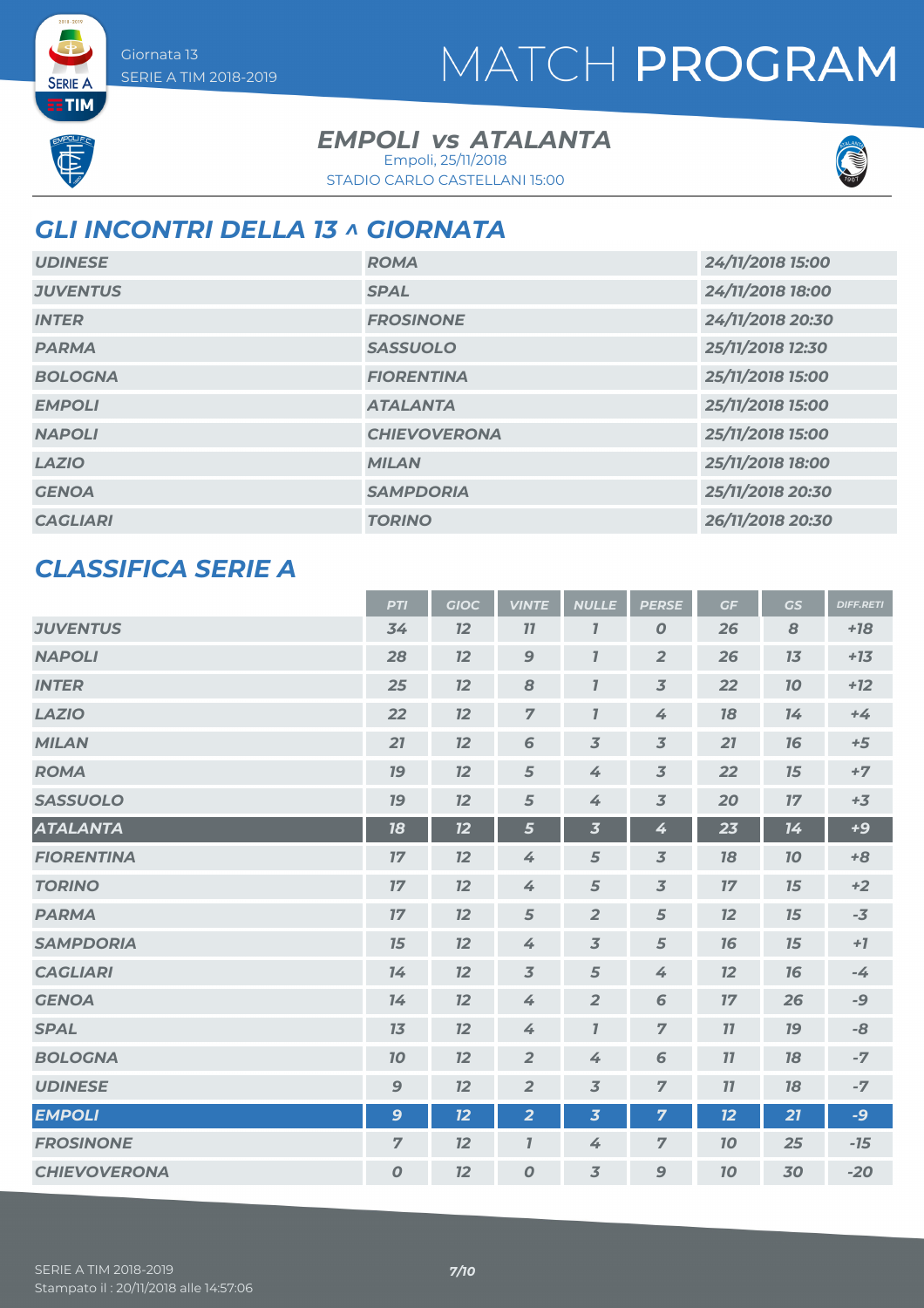Giornata 13
SERIE A TIM 2018-2019

# MATCH PROGRAM

## EMPOLI vs ATALANTA

Empoli, 25/11/2018
STADIO CARLO CASTELLANI 15:00

## GLI INCONTRI DELLA 13 ^ GIORNATA

| | | |
|---|---|---|
| UDINESE | ROMA | 24/11/2018 15:00 |
| JUVENTUS | SPAL | 24/11/2018 18:00 |
| INTER | FROSINONE | 24/11/2018 20:30 |
| PARMA | SASSUOLO | 25/11/2018 12:30 |
| BOLOGNA | FIORENTINA | 25/11/2018 15:00 |
| EMPOLI | ATALANTA | 25/11/2018 15:00 |
| NAPOLI | CHIEVOVERONA | 25/11/2018 15:00 |
| LAZIO | MILAN | 25/11/2018 18:00 |
| GENOA | SAMPDORIA | 25/11/2018 20:30 |
| CAGLIARI | TORINO | 26/11/2018 20:30 |

## CLASSIFICA SERIE A

| | PTI | GIOC | VINTE | NULLE | PERSE | GF | GS | DIFF.RETI |
|---|---|---|---|---|---|---|---|---|
| JUVENTUS | 34 | 12 | 11 | 1 | 0 | 26 | 8 | +18 |
| NAPOLI | 28 | 12 | 9 | 1 | 2 | 26 | 13 | +13 |
| INTER | 25 | 12 | 8 | 1 | 3 | 22 | 10 | +12 |
| LAZIO | 22 | 12 | 7 | 1 | 4 | 18 | 14 | +4 |
| MILAN | 21 | 12 | 6 | 3 | 3 | 21 | 16 | +5 |
| ROMA | 19 | 12 | 5 | 4 | 3 | 22 | 15 | +7 |
| SASSUOLO | 19 | 12 | 5 | 4 | 3 | 20 | 17 | +3 |
| ATALANTA | 18 | 12 | 5 | 3 | 4 | 23 | 14 | +9 |
| FIORENTINA | 17 | 12 | 4 | 5 | 3 | 18 | 10 | +8 |
| TORINO | 17 | 12 | 4 | 5 | 3 | 17 | 15 | +2 |
| PARMA | 17 | 12 | 5 | 2 | 5 | 12 | 15 | -3 |
| SAMPDORIA | 15 | 12 | 4 | 3 | 5 | 16 | 15 | +1 |
| CAGLIARI | 14 | 12 | 3 | 5 | 4 | 12 | 16 | -4 |
| GENOA | 14 | 12 | 4 | 2 | 6 | 17 | 26 | -9 |
| SPAL | 13 | 12 | 4 | 1 | 7 | 11 | 19 | -8 |
| BOLOGNA | 10 | 12 | 2 | 4 | 6 | 11 | 18 | -7 |
| UDINESE | 9 | 12 | 2 | 3 | 7 | 11 | 18 | -7 |
| EMPOLI | 9 | 12 | 2 | 3 | 7 | 12 | 21 | -9 |
| FROSINONE | 7 | 12 | 1 | 4 | 7 | 10 | 25 | -15 |
| CHIEVOVERONA | 0 | 12 | 0 | 3 | 9 | 10 | 30 | -20 |

SERIE A TIM 2018-2019
Stampato il : 20/11/2018 alle 14:57:06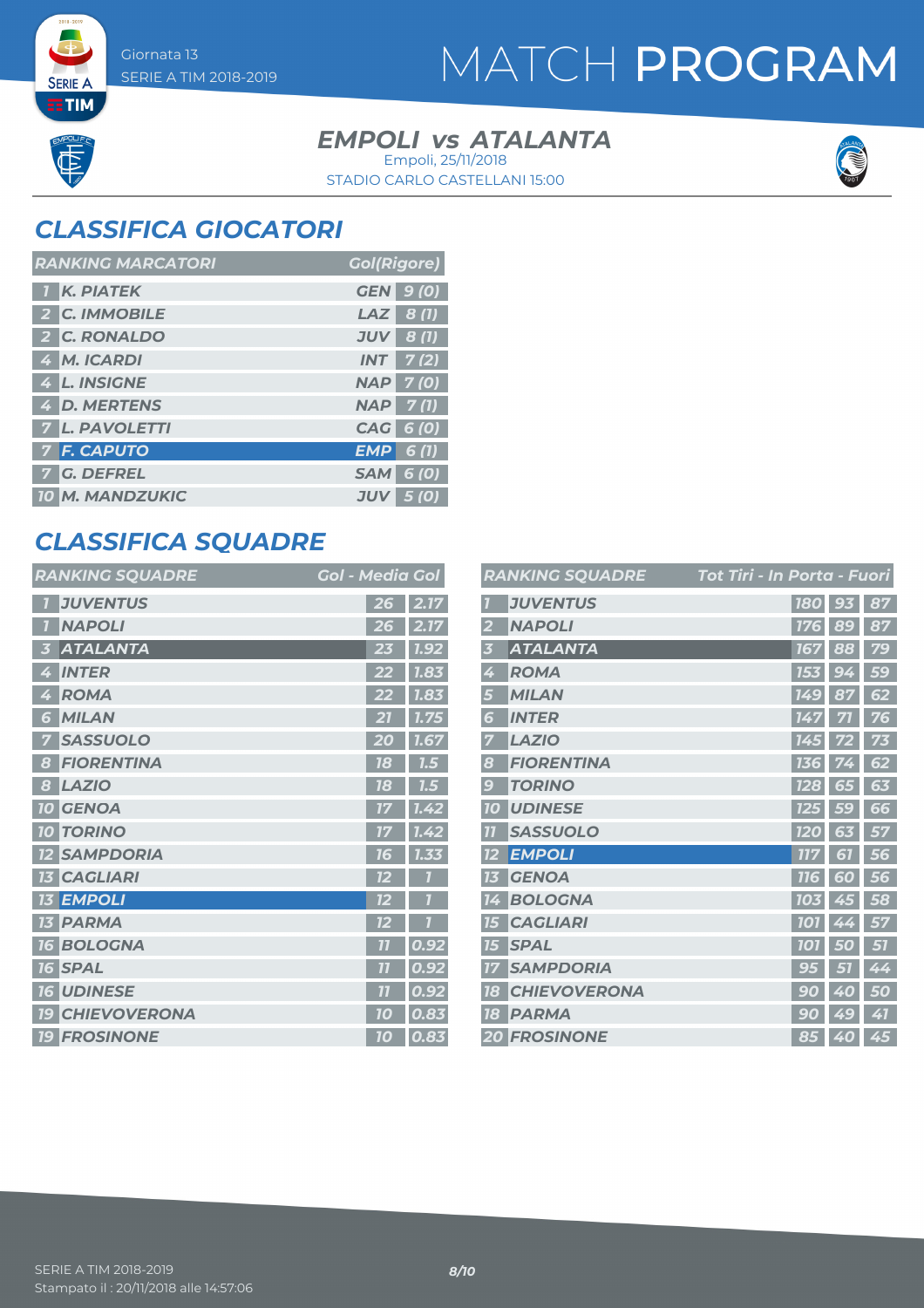# MATCH PROGRAM

Giornata 13
SERIE A TIM 2018-2019

## EMPOLI vs ATALANTA

Empoli, 25/11/2018
STADIO CARLO CASTELLANI 15:00

## CLASSIFICA GIOCATORI

| RANKING MARCATORI | | | Gol(Rigore) |
|---|---|---|---|
| 1 | K. PIATEK | GEN | 9 (0) |
| 2 | C. IMMOBILE | LAZ | 8 (1) |
| 2 | C. RONALDO | JUV | 8 (1) |
| 4 | M. ICARDI | INT | 7 (2) |
| 4 | L. INSIGNE | NAP | 7 (0) |
| 4 | D. MERTENS | NAP | 7 (1) |
| 7 | L. PAVOLETTI | CAG | 6 (0) |
| 7 | F. CAPUTO | EMP | 6 (1) |
| 7 | G. DEFREL | SAM | 6 (0) |
| 10 | M. MANDZUKIC | JUV | 5 (0) |

## CLASSIFICA SQUADRE

| RANKING SQUADRE | | Gol | Media Gol |
|---|---|---|---|
| 1 | JUVENTUS | 26 | 2.17 |
| 1 | NAPOLI | 26 | 2.17 |
| 3 | ATALANTA | 23 | 1.92 |
| 4 | INTER | 22 | 1.83 |
| 4 | ROMA | 22 | 1.83 |
| 6 | MILAN | 21 | 1.75 |
| 7 | SASSUOLO | 20 | 1.67 |
| 8 | FIORENTINA | 18 | 1.5 |
| 8 | LAZIO | 18 | 1.5 |
| 10 | GENOA | 17 | 1.42 |
| 10 | TORINO | 17 | 1.42 |
| 12 | SAMPDORIA | 16 | 1.33 |
| 13 | CAGLIARI | 12 | 1 |
| 13 | EMPOLI | 12 | 1 |
| 13 | PARMA | 12 | 1 |
| 16 | BOLOGNA | 11 | 0.92 |
| 16 | SPAL | 11 | 0.92 |
| 16 | UDINESE | 11 | 0.92 |
| 19 | CHIEVOVERONA | 10 | 0.83 |
| 19 | FROSINONE | 10 | 0.83 |

| RANKING SQUADRE | | Tot Tiri | In Porta | Fuori |
|---|---|---|---|---|
| 1 | JUVENTUS | 180 | 93 | 87 |
| 2 | NAPOLI | 176 | 89 | 87 |
| 3 | ATALANTA | 167 | 88 | 79 |
| 4 | ROMA | 153 | 94 | 59 |
| 5 | MILAN | 149 | 87 | 62 |
| 6 | INTER | 147 | 71 | 76 |
| 7 | LAZIO | 145 | 72 | 73 |
| 8 | FIORENTINA | 136 | 74 | 62 |
| 9 | TORINO | 128 | 65 | 63 |
| 10 | UDINESE | 125 | 59 | 66 |
| 11 | SASSUOLO | 120 | 63 | 57 |
| 12 | EMPOLI | 117 | 61 | 56 |
| 13 | GENOA | 116 | 60 | 56 |
| 14 | BOLOGNA | 103 | 45 | 58 |
| 15 | CAGLIARI | 101 | 44 | 57 |
| 15 | SPAL | 101 | 50 | 51 |
| 17 | SAMPDORIA | 95 | 51 | 44 |
| 18 | CHIEVOVERONA | 90 | 40 | 50 |
| 18 | PARMA | 90 | 49 | 41 |
| 20 | FROSINONE | 85 | 40 | 45 |

SERIE A TIM 2018-2019
Stampato il : 20/11/2018 alle 14:57:06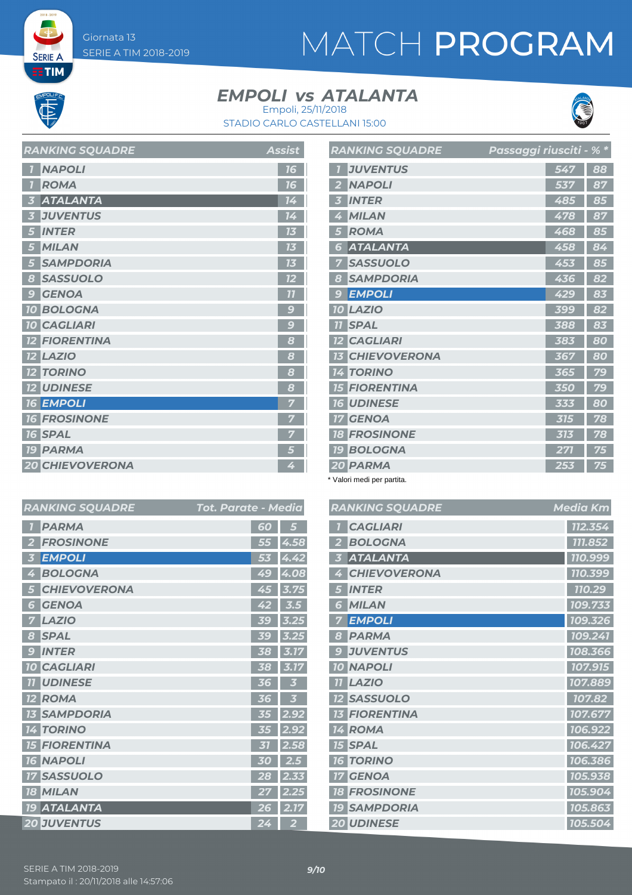Giornata 13
SERIE A TIM 2018-2019

# MATCH PROGRAM

## EMPOLI vs ATALANTA

Empoli, 25/11/2018
STADIO CARLO CASTELLANI 15:00

| RANKING SQUADRE | | Assist |
|---|---|---|
| 1 | NAPOLI | 16 |
| 1 | ROMA | 16 |
| 3 | ATALANTA | 14 |
| 3 | JUVENTUS | 14 |
| 5 | INTER | 13 |
| 5 | MILAN | 13 |
| 5 | SAMPDORIA | 13 |
| 8 | SASSUOLO | 12 |
| 9 | GENOA | 11 |
| 10 | BOLOGNA | 9 |
| 10 | CAGLIARI | 9 |
| 12 | FIORENTINA | 8 |
| 12 | LAZIO | 8 |
| 12 | TORINO | 8 |
| 12 | UDINESE | 8 |
| 16 | EMPOLI | 7 |
| 16 | FROSINONE | 7 |
| 16 | SPAL | 7 |
| 19 | PARMA | 5 |
| 20 | CHIEVOVERONA | 4 |

| RANKING SQUADRE | | Passaggi riusciti | % * |
|---|---|---|---|
| 1 | JUVENTUS | 547 | 88 |
| 2 | NAPOLI | 537 | 87 |
| 3 | INTER | 485 | 85 |
| 4 | MILAN | 478 | 87 |
| 5 | ROMA | 468 | 85 |
| 6 | ATALANTA | 458 | 84 |
| 7 | SASSUOLO | 453 | 85 |
| 8 | SAMPDORIA | 436 | 82 |
| 9 | EMPOLI | 429 | 83 |
| 10 | LAZIO | 399 | 82 |
| 11 | SPAL | 388 | 83 |
| 12 | CAGLIARI | 383 | 80 |
| 13 | CHIEVOVERONA | 367 | 80 |
| 14 | TORINO | 365 | 79 |
| 15 | FIORENTINA | 350 | 79 |
| 16 | UDINESE | 333 | 80 |
| 17 | GENOA | 315 | 78 |
| 18 | FROSINONE | 313 | 78 |
| 19 | BOLOGNA | 271 | 75 |
| 20 | PARMA | 253 | 75 |

* Valori medi per partita.

| RANKING SQUADRE | | Tot. Parate | Media |
|---|---|---|---|
| 1 | PARMA | 60 | 5 |
| 2 | FROSINONE | 55 | 4.58 |
| 3 | EMPOLI | 53 | 4.42 |
| 4 | BOLOGNA | 49 | 4.08 |
| 5 | CHIEVOVERONA | 45 | 3.75 |
| 6 | GENOA | 42 | 3.5 |
| 7 | LAZIO | 39 | 3.25 |
| 8 | SPAL | 39 | 3.25 |
| 9 | INTER | 38 | 3.17 |
| 10 | CAGLIARI | 38 | 3.17 |
| 11 | UDINESE | 36 | 3 |
| 12 | ROMA | 36 | 3 |
| 13 | SAMPDORIA | 35 | 2.92 |
| 14 | TORINO | 35 | 2.92 |
| 15 | FIORENTINA | 31 | 2.58 |
| 16 | NAPOLI | 30 | 2.5 |
| 17 | SASSUOLO | 28 | 2.33 |
| 18 | MILAN | 27 | 2.25 |
| 19 | ATALANTA | 26 | 2.17 |
| 20 | JUVENTUS | 24 | 2 |

| RANKING SQUADRE | | Media Km |
|---|---|---|
| 1 | CAGLIARI | 112.354 |
| 2 | BOLOGNA | 111.852 |
| 3 | ATALANTA | 110.999 |
| 4 | CHIEVOVERONA | 110.399 |
| 5 | INTER | 110.29 |
| 6 | MILAN | 109.733 |
| 7 | EMPOLI | 109.326 |
| 8 | PARMA | 109.241 |
| 9 | JUVENTUS | 108.366 |
| 10 | NAPOLI | 107.915 |
| 11 | LAZIO | 107.889 |
| 12 | SASSUOLO | 107.82 |
| 13 | FIORENTINA | 107.677 |
| 14 | ROMA | 106.922 |
| 15 | SPAL | 106.427 |
| 16 | TORINO | 106.386 |
| 17 | GENOA | 105.938 |
| 18 | FROSINONE | 105.904 |
| 19 | SAMPDORIA | 105.863 |
| 20 | UDINESE | 105.504 |

SERIE A TIM 2018-2019
Stampato il : 20/11/2018 alle 14:57:06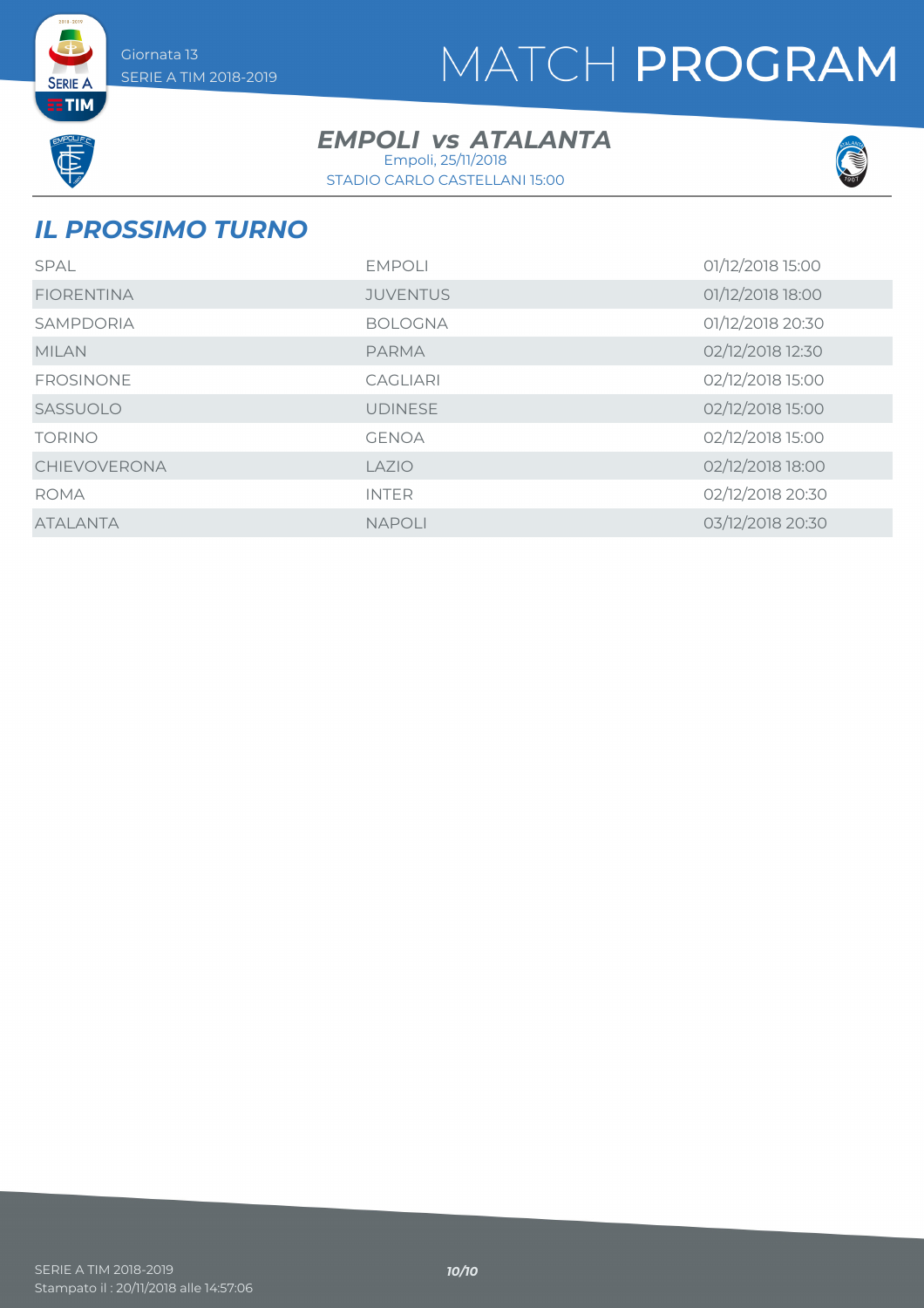# MATCH PROGRAM

Giornata 13
SERIE A TIM 2018-2019

## EMPOLI vs ATALANTA

Empoli, 25/11/2018
STADIO CARLO CASTELLANI 15:00

## IL PROSSIMO TURNO

| | | |
|---|---|---|
| SPAL | EMPOLI | 01/12/2018 15:00 |
| FIORENTINA | JUVENTUS | 01/12/2018 18:00 |
| SAMPDORIA | BOLOGNA | 01/12/2018 20:30 |
| MILAN | PARMA | 02/12/2018 12:30 |
| FROSINONE | CAGLIARI | 02/12/2018 15:00 |
| SASSUOLO | UDINESE | 02/12/2018 15:00 |
| TORINO | GENOA | 02/12/2018 15:00 |
| CHIEVOVERONA | LAZIO | 02/12/2018 18:00 |
| ROMA | INTER | 02/12/2018 20:30 |
| ATALANTA | NAPOLI | 03/12/2018 20:30 |

SERIE A TIM 2018-2019
Stampato il : 20/11/2018 alle 14:57:06